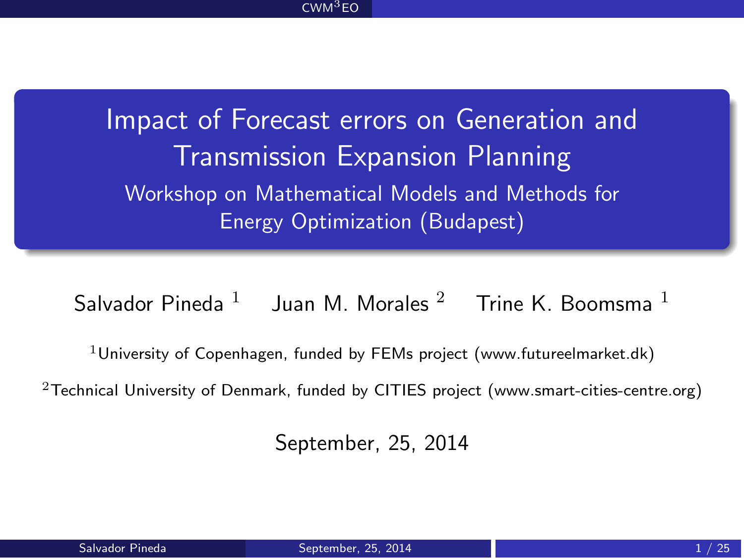# Impact of Forecast errors on Generation and Transmission Expansion Planning

## Workshop on Mathematical Models and Methods for Energy Optimization (Budapest)

Salvador Pineda [1] Juan M. Morales [2] Trine K. Boomsma [1]

[1] University of Copenhagen, funded by FEMs project (www.futureelmarket.dk)

[2] Technical University of Denmark, funded by CITIES project (www.smart-cities-centre.org)

September, 25, 2014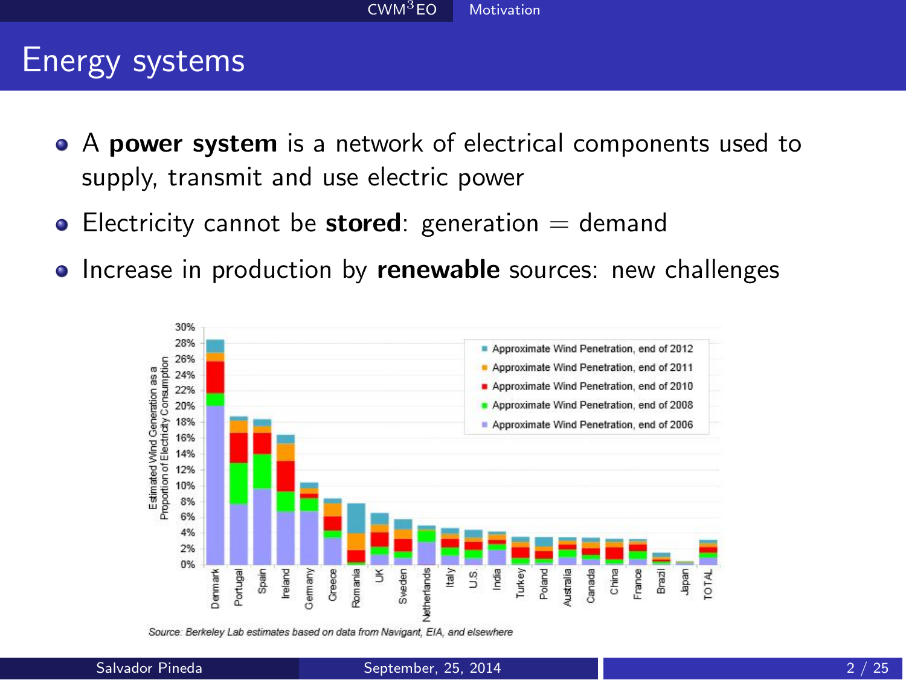# Energy systems

- A **power system** is a network of electrical components used to supply, transmit and use electric power
- Electricity cannot be **stored**: generation = demand
- Increase in production by **renewable** sources: new challenges

Source: Berkeley Lab estimates based on data from Navigant, EIA, and elsewhere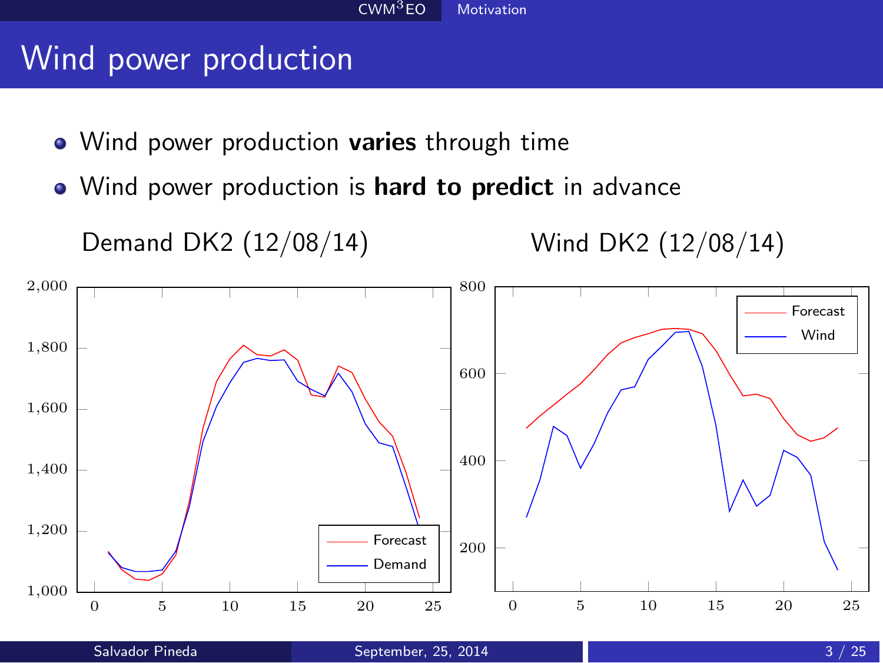# Wind power production

- Wind power production **varies** through time
- Wind power production is **hard to predict** in advance

Demand DK2 (12/08/14)

Wind DK2 (12/08/14)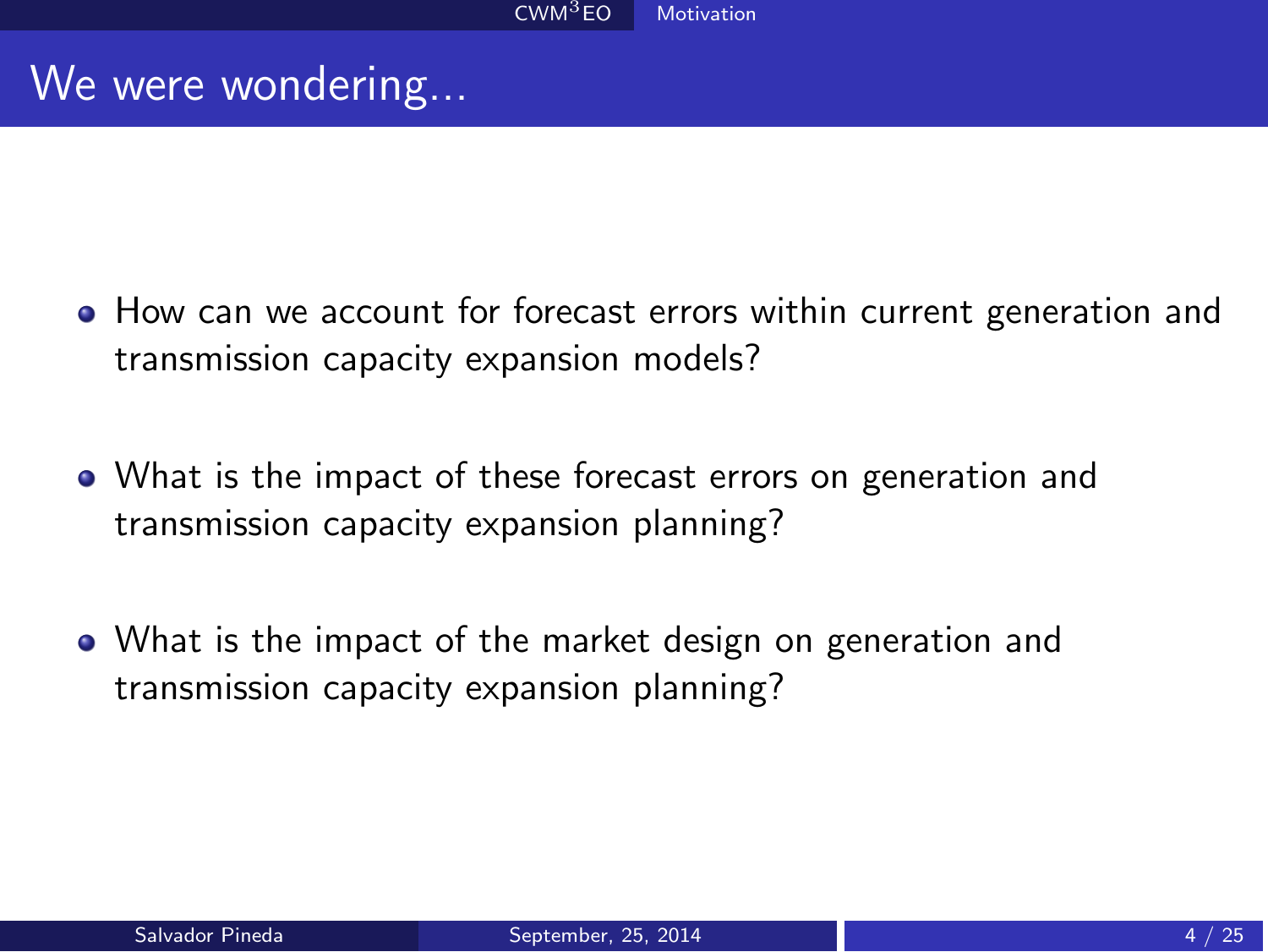# We were wondering...

- How can we account for forecast errors within current generation and transmission capacity expansion models?
- What is the impact of these forecast errors on generation and transmission capacity expansion planning?
- What is the impact of the market design on generation and transmission capacity expansion planning?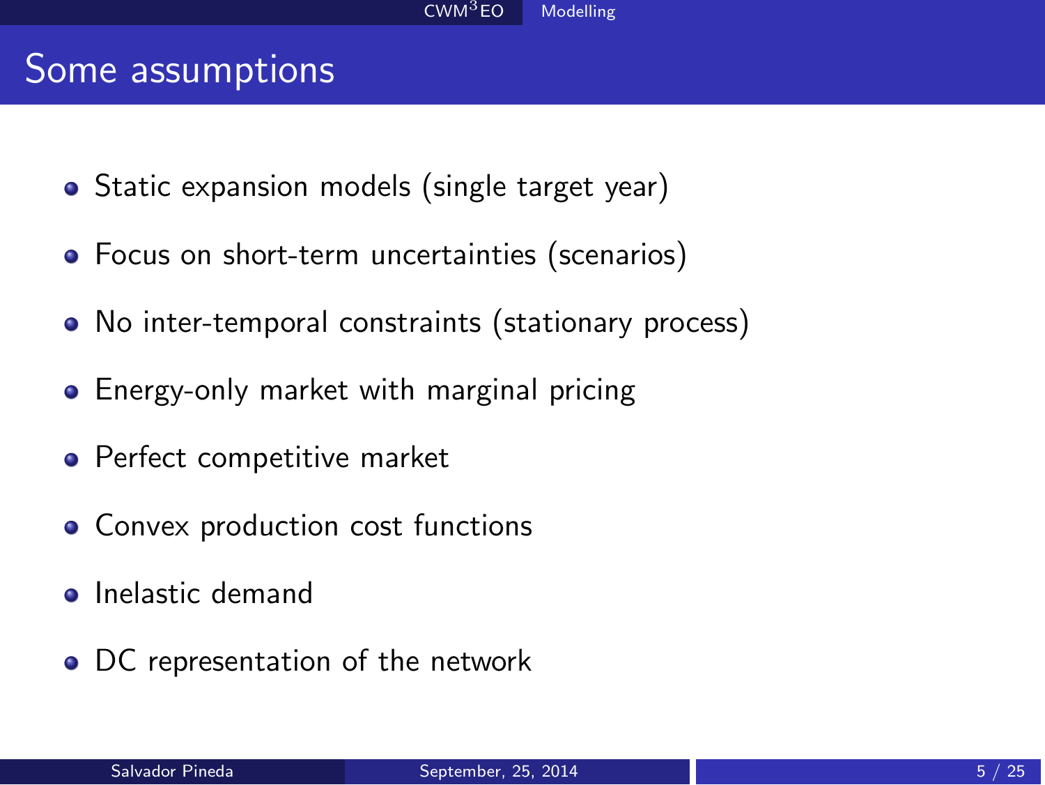# Some assumptions

- Static expansion models (single target year)
- Focus on short-term uncertainties (scenarios)
- No inter-temporal constraints (stationary process)
- Energy-only market with marginal pricing
- Perfect competitive market
- Convex production cost functions
- Inelastic demand
- DC representation of the network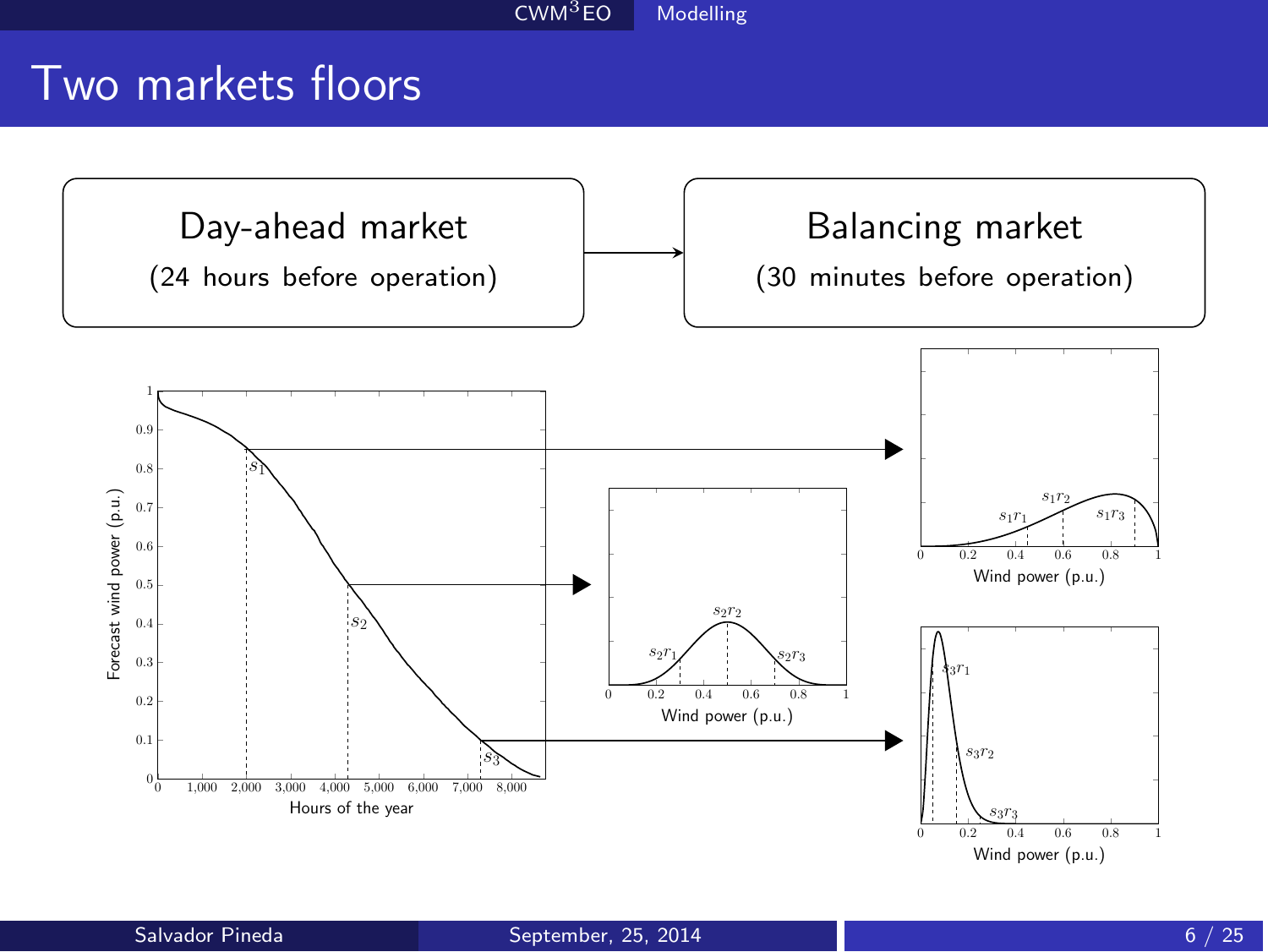# Two markets floors

Day-ahead market

(24 hours before operation)

Balancing market

(30 minutes before operation)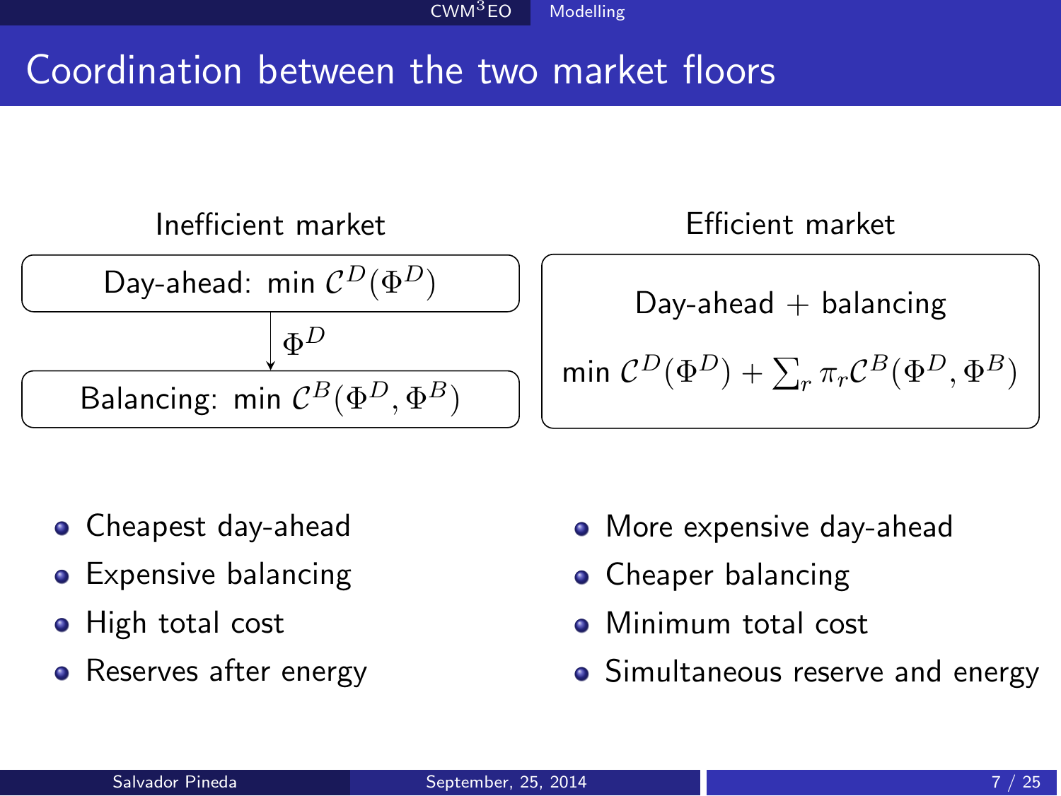# Coordination between the two market floors

## Inefficient market

Day-ahead: min $\mathcal{C}^D(\Phi^D)$

↓ $\Phi^D$

Balancing: min $\mathcal{C}^B(\Phi^D, \Phi^B)$

- Cheapest day-ahead
- Expensive balancing
- High total cost
- Reserves after energy

## Efficient market

Day-ahead + balancing

min $\mathcal{C}^D(\Phi^D) + \sum_r \pi_r \mathcal{C}^B(\Phi^D, \Phi^B)$

- More expensive day-ahead
- Cheaper balancing
- Minimum total cost
- Simultaneous reserve and energy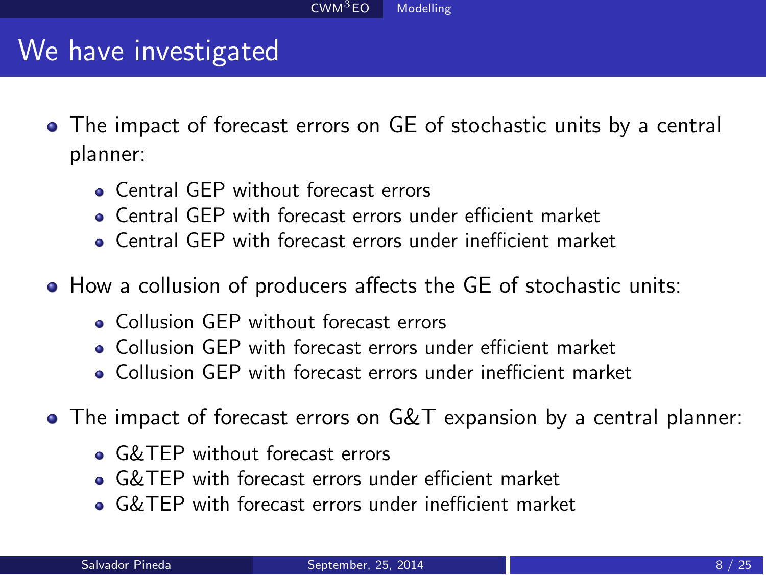# We have investigated

- The impact of forecast errors on GE of stochastic units by a central planner:
  - Central GEP without forecast errors
  - Central GEP with forecast errors under efficient market
  - Central GEP with forecast errors under inefficient market
- How a collusion of producers affects the GE of stochastic units:
  - Collusion GEP without forecast errors
  - Collusion GEP with forecast errors under efficient market
  - Collusion GEP with forecast errors under inefficient market
- The impact of forecast errors on G&T expansion by a central planner:
  - G&TEP without forecast errors
  - G&TEP with forecast errors under efficient market
  - G&TEP with forecast errors under inefficient market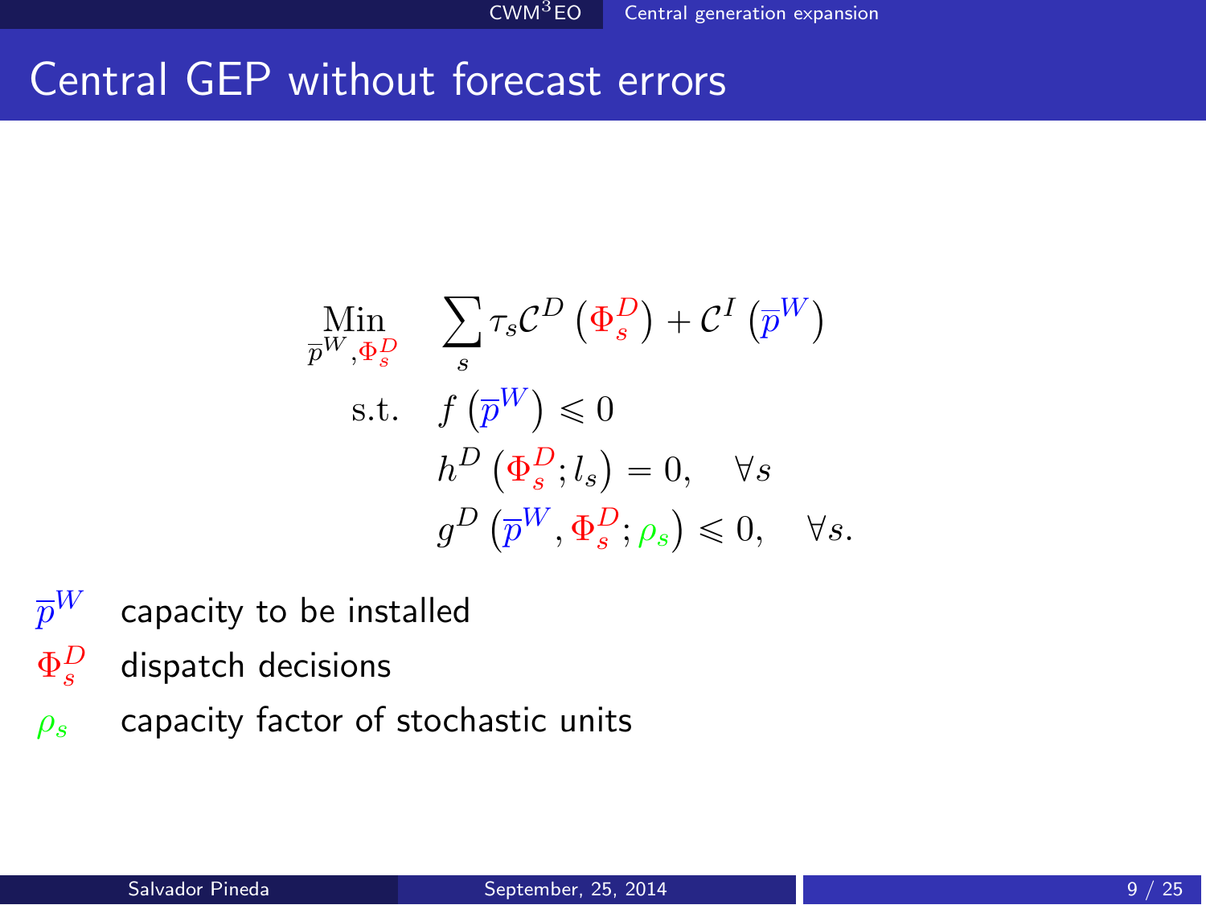# Central GEP without forecast errors

$$
\begin{aligned}
\underset{\overline{p}^W, \Phi_s^D}{\text{Min}} \quad & \sum_s \tau_s \mathcal{C}^D\left(\Phi_s^D\right) + \mathcal{C}^I\left(\overline{p}^W\right) \\
\text{s.t.} \quad & f\left(\overline{p}^W\right) \leqslant 0 \\
& h^D\left(\Phi_s^D; l_s\right) = 0, \quad \forall s \\
& g^D\left(\overline{p}^W, \Phi_s^D; \rho_s\right) \leqslant 0, \quad \forall s.
\end{aligned}
$$

- $\overline{p}^W$ capacity to be installed
- $\Phi_s^D$ dispatch decisions
- $\rho_s$ capacity factor of stochastic units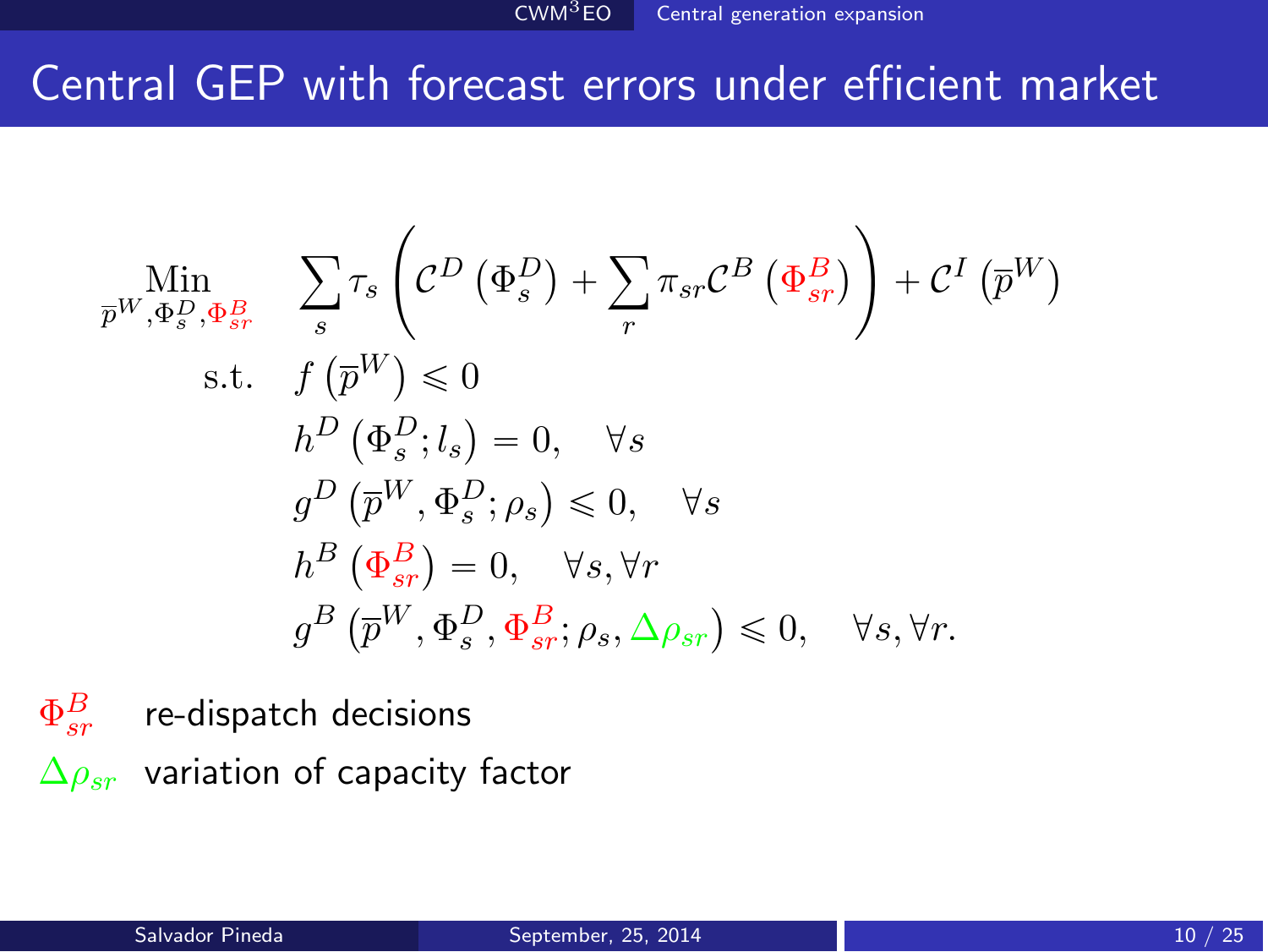# Central GEP with forecast errors under efficient market

$$
\begin{aligned}
\underset{\overline{p}^W, \Phi_s^D, \Phi_{sr}^B}{\text{Min}} \quad & \sum_s \tau_s \left( \mathcal{C}^D \left( \Phi_s^D \right) + \sum_r \pi_{sr} \mathcal{C}^B \left( \Phi_{sr}^B \right) \right) + \mathcal{C}^I \left( \overline{p}^W \right) \\
\text{s.t.} \quad & f \left( \overline{p}^W \right) \leqslant 0 \\
& h^D \left( \Phi_s^D ; l_s \right) = 0, \quad \forall s \\
& g^D \left( \overline{p}^W, \Phi_s^D ; \rho_s \right) \leqslant 0, \quad \forall s \\
& h^B \left( \Phi_{sr}^B \right) = 0, \quad \forall s, \forall r \\
& g^B \left( \overline{p}^W, \Phi_s^D, \Phi_{sr}^B ; \rho_s, \Delta\rho_{sr} \right) \leqslant 0, \quad \forall s, \forall r.
\end{aligned}
$$

$\Phi_{sr}^B$ re-dispatch decisions

$\Delta\rho_{sr}$ variation of capacity factor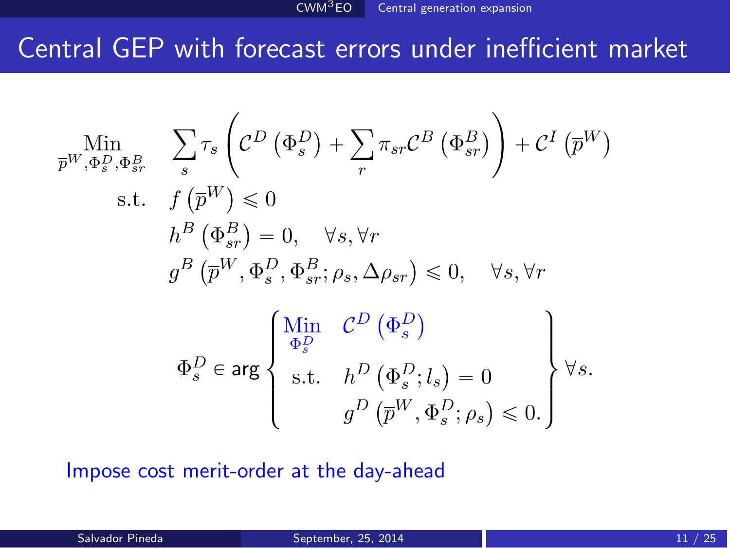# Central GEP with forecast errors under inefficient market

$$
\begin{aligned}
\underset{\overline{p}^W, \Phi_s^D, \Phi_{sr}^B}{\text{Min}} \quad & \sum_s \tau_s \left( \mathcal{C}^D\left(\Phi_s^D\right) + \sum_r \pi_{sr} \mathcal{C}^B\left(\Phi_{sr}^B\right) \right) + \mathcal{C}^I\left(\overline{p}^W\right) \\
\text{s.t.} \quad & f\left(\overline{p}^W\right) \leqslant 0 \\
& h^B\left(\Phi_{sr}^B\right) = 0, \quad \forall s, \forall r \\
& g^B\left(\overline{p}^W, \Phi_s^D, \Phi_{sr}^B; \rho_s, \Delta\rho_{sr}\right) \leqslant 0, \quad \forall s, \forall r \\
& \Phi_s^D \in \arg \left\{ \begin{aligned} \underset{\Phi_s^D}{\text{Min}} \quad & \mathcal{C}^D\left(\Phi_s^D\right) \\ \text{s.t.} \quad & h^D\left(\Phi_s^D; l_s\right) = 0 \\ & g^D\left(\overline{p}^W, \Phi_s^D; \rho_s\right) \leqslant 0. \end{aligned} \right\} \forall s.
\end{aligned}
$$

Impose cost merit-order at the day-ahead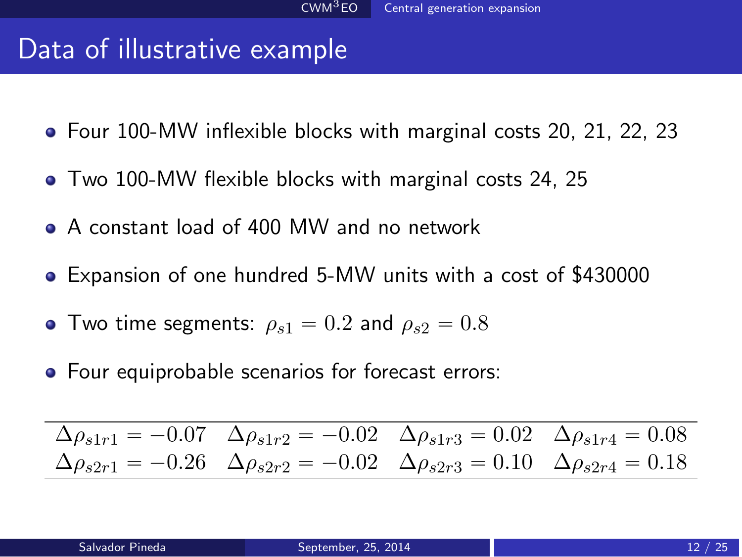# Data of illustrative example

- Four 100-MW inflexible blocks with marginal costs 20, 21, 22, 23
- Two 100-MW flexible blocks with marginal costs 24, 25
- A constant load of 400 MW and no network
- Expansion of one hundred 5-MW units with a cost of $430000
- Two time segments: $\rho_{s1} = 0.2$ and $\rho_{s2} = 0.8$
- Four equiprobable scenarios for forecast errors:

| | | | |
|---|---|---|---|
| $\Delta\rho_{s1r1} = -0.07$ | $\Delta\rho_{s1r2} = -0.02$ | $\Delta\rho_{s1r3} = 0.02$ | $\Delta\rho_{s1r4} = 0.08$ |
| $\Delta\rho_{s2r1} = -0.26$ | $\Delta\rho_{s2r2} = -0.02$ | $\Delta\rho_{s2r3} = 0.10$ | $\Delta\rho_{s2r4} = 0.18$ |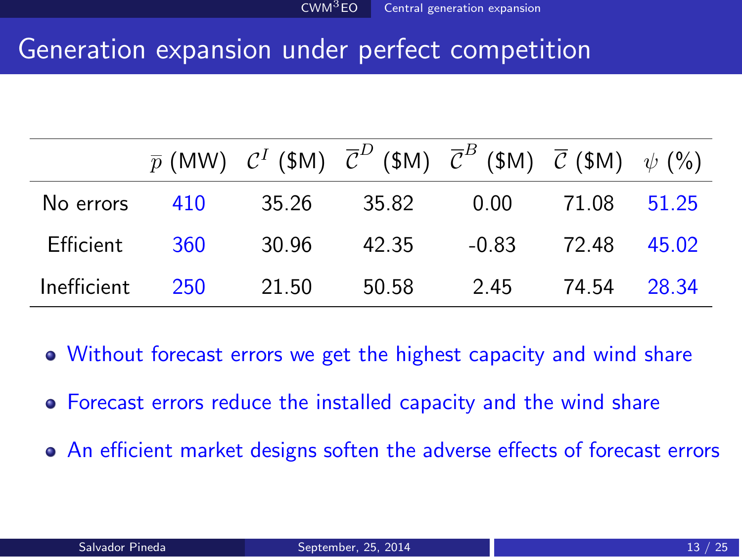# Generation expansion under perfect competition

| | $\overline{p}$ (MW) | $\mathcal{C}^I$ (\$M) | $\overline{\mathcal{C}}^D$ (\$M) | $\overline{\mathcal{C}}^B$ (\$M) | $\overline{\mathcal{C}}$ (\$M) | $\psi$ (%) |
|---|---|---|---|---|---|---|
| No errors | 410 | 35.26 | 35.82 | 0.00 | 71.08 | 51.25 |
| Efficient | 360 | 30.96 | 42.35 | -0.83 | 72.48 | 45.02 |
| Inefficient | 250 | 21.50 | 50.58 | 2.45 | 74.54 | 28.34 |

- Without forecast errors we get the highest capacity and wind share
- Forecast errors reduce the installed capacity and the wind share
- An efficient market designs soften the adverse effects of forecast errors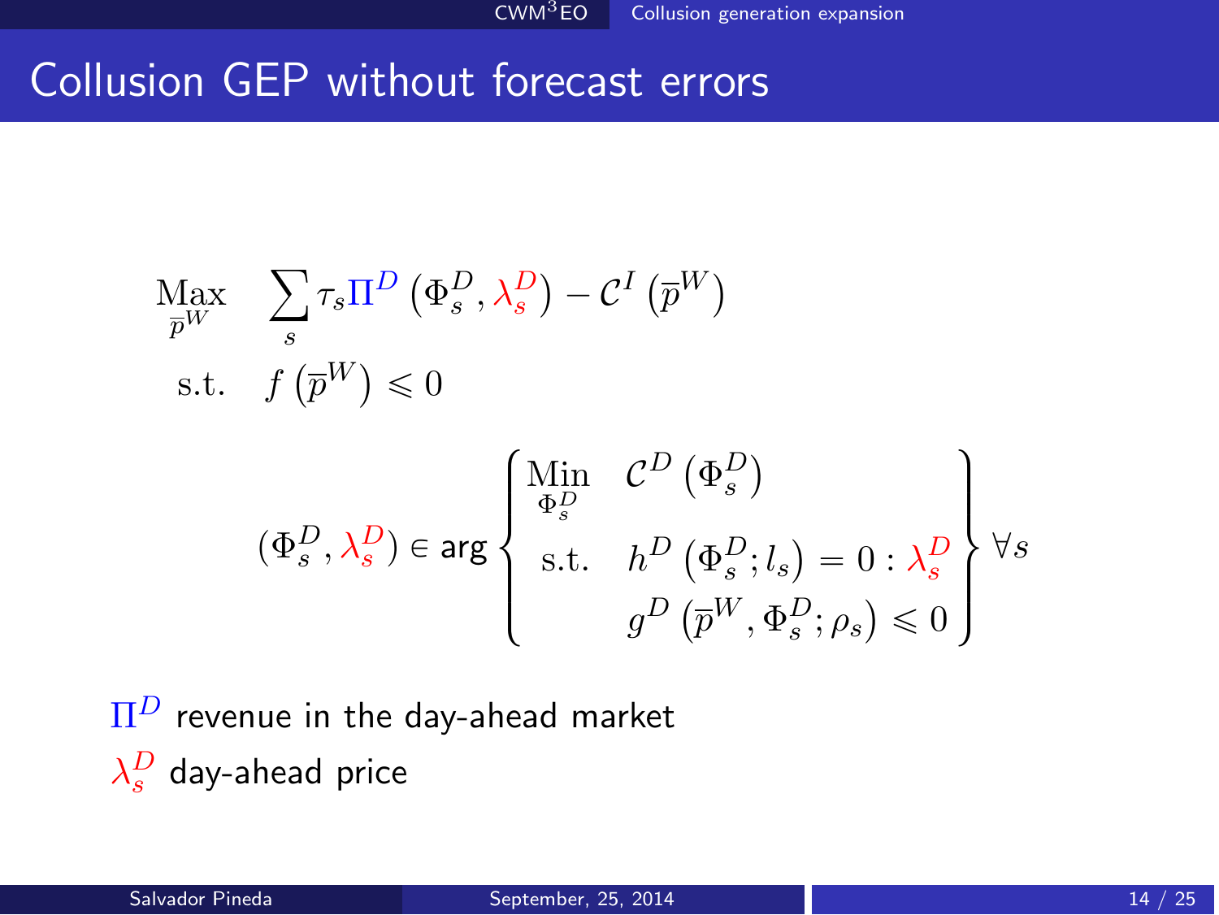# Collusion GEP without forecast errors

$$
\begin{aligned}
\underset{\overline{p}^W}{\text{Max}} \quad & \sum_s \tau_s \Pi^D\left(\Phi_s^D, \lambda_s^D\right) - \mathcal{C}^I\left(\overline{p}^W\right) \\
\text{s.t.} \quad & f\left(\overline{p}^W\right) \leqslant 0
\end{aligned}
$$

$$
\left(\Phi_s^D, \lambda_s^D\right) \in \arg \left\{
\begin{aligned}
\underset{\Phi_s^D}{\text{Min}} \quad & \mathcal{C}^D\left(\Phi_s^D\right) \\
\text{s.t.} \quad & h^D\left(\Phi_s^D; l_s\right) = 0 : \lambda_s^D \\
& g^D\left(\overline{p}^W, \Phi_s^D; \rho_s\right) \leqslant 0
\end{aligned}
\right\} \forall s
$$

$\Pi^D$ revenue in the day-ahead market

$\lambda_s^D$ day-ahead price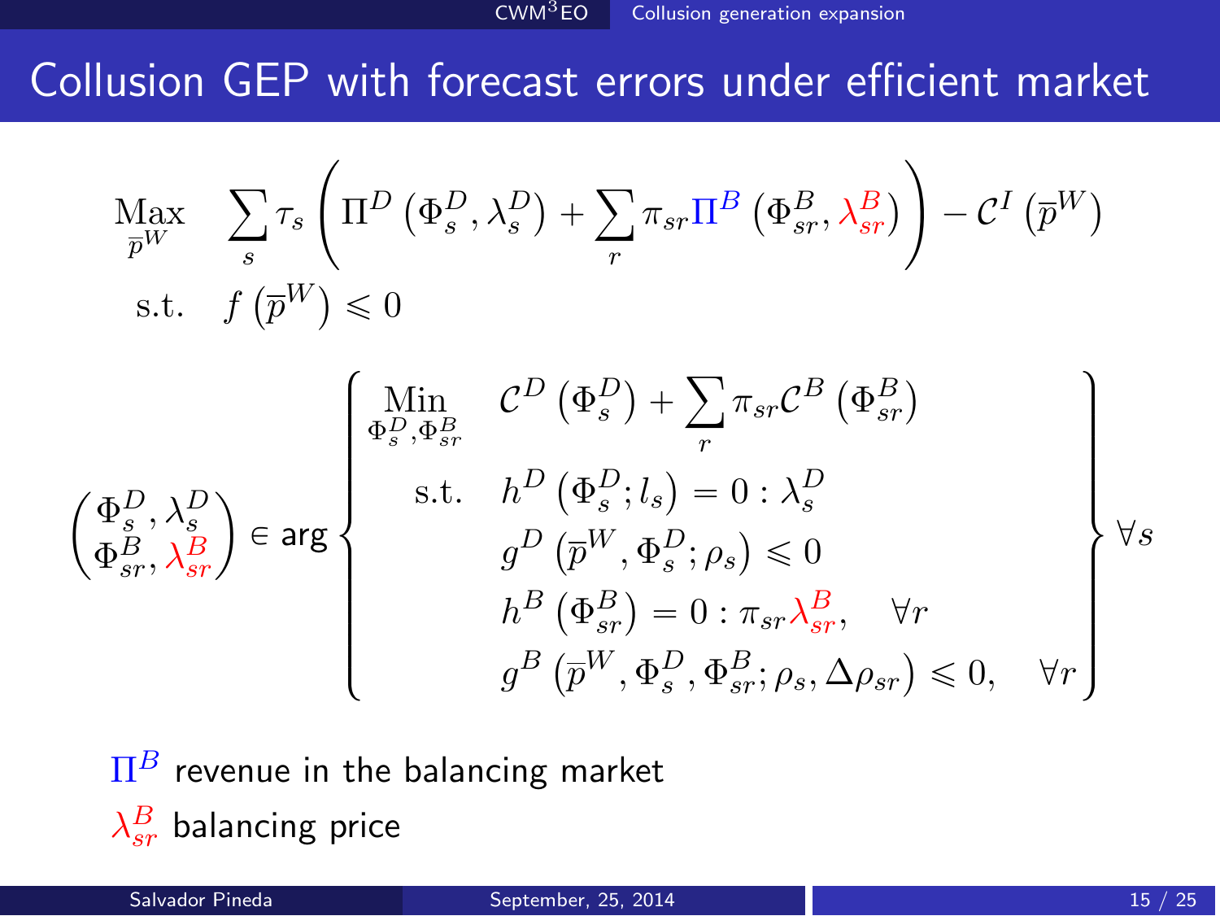# Collusion GEP with forecast errors under efficient market

$$
\begin{aligned}
\underset{\overline{p}^W}{\text{Max}} \quad & \sum_s \tau_s \left( \Pi^D \left( \Phi_s^D, \lambda_s^D \right) + \sum_r \pi_{sr} \Pi^B \left( \Phi_{sr}^B, \lambda_{sr}^B \right) \right) - \mathcal{C}^I \left( \overline{p}^W \right) \\
\text{s.t.} \quad & f \left( \overline{p}^W \right) \leqslant 0
\end{aligned}
$$

$$
\begin{pmatrix} \Phi_s^D, \lambda_s^D \\ \Phi_{sr}^B, \lambda_{sr}^B \end{pmatrix} \in \arg \left\{
\begin{aligned}
\underset{\Phi_s^D, \Phi_{sr}^B}{\text{Min}} \quad & \mathcal{C}^D \left( \Phi_s^D \right) + \sum_r \pi_{sr} \mathcal{C}^B \left( \Phi_{sr}^B \right) \\
\text{s.t.} \quad & h^D \left( \Phi_s^D; l_s \right) = 0 : \lambda_s^D \\
& g^D \left( \overline{p}^W, \Phi_s^D; \rho_s \right) \leqslant 0 \\
& h^B \left( \Phi_{sr}^B \right) = 0 : \pi_{sr} \lambda_{sr}^B, \quad \forall r \\
& g^B \left( \overline{p}^W, \Phi_s^D, \Phi_{sr}^B; \rho_s, \Delta\rho_{sr} \right) \leqslant 0, \quad \forall r
\end{aligned}
\right\} \forall s
$$

$\Pi^B$ revenue in the balancing market

$\lambda_{sr}^B$ balancing price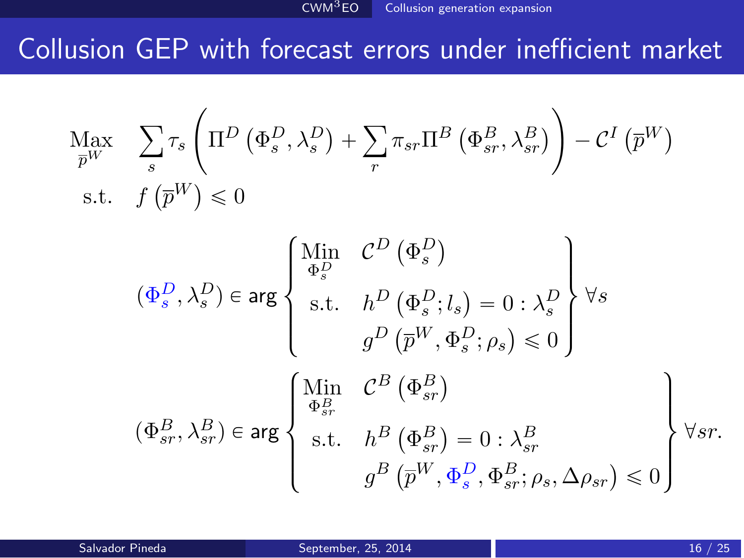# Collusion GEP with forecast errors under inefficient market

$$
\begin{aligned}
\underset{\overline{p}^W}{\text{Max}} \quad & \sum_s \tau_s \left( \Pi^D \left( \Phi_s^D, \lambda_s^D \right) + \sum_r \pi_{sr} \Pi^B \left( \Phi_{sr}^B, \lambda_{sr}^B \right) \right) - \mathcal{C}^I \left( \overline{p}^W \right) \\
\text{s.t.} \quad & f\left( \overline{p}^W \right) \leqslant 0
\end{aligned}
$$

$$
\left( \Phi_s^D, \lambda_s^D \right) \in \arg \left\{
\begin{aligned}
\underset{\Phi_s^D}{\text{Min}} \quad & \mathcal{C}^D \left( \Phi_s^D \right) \\
\text{s.t.} \quad & h^D \left( \Phi_s^D ; l_s \right) = 0 : \lambda_s^D \\
& g^D \left( \overline{p}^W, \Phi_s^D ; \rho_s \right) \leqslant 0
\end{aligned}
\right\} \forall s
$$

$$
\left( \Phi_{sr}^B, \lambda_{sr}^B \right) \in \arg \left\{
\begin{aligned}
\underset{\Phi_{sr}^B}{\text{Min}} \quad & \mathcal{C}^B \left( \Phi_{sr}^B \right) \\
\text{s.t.} \quad & h^B \left( \Phi_{sr}^B \right) = 0 : \lambda_{sr}^B \\
& g^B \left( \overline{p}^W, \Phi_s^D, \Phi_{sr}^B ; \rho_s, \Delta\rho_{sr} \right) \leqslant 0
\end{aligned}
\right\} \forall sr.
$$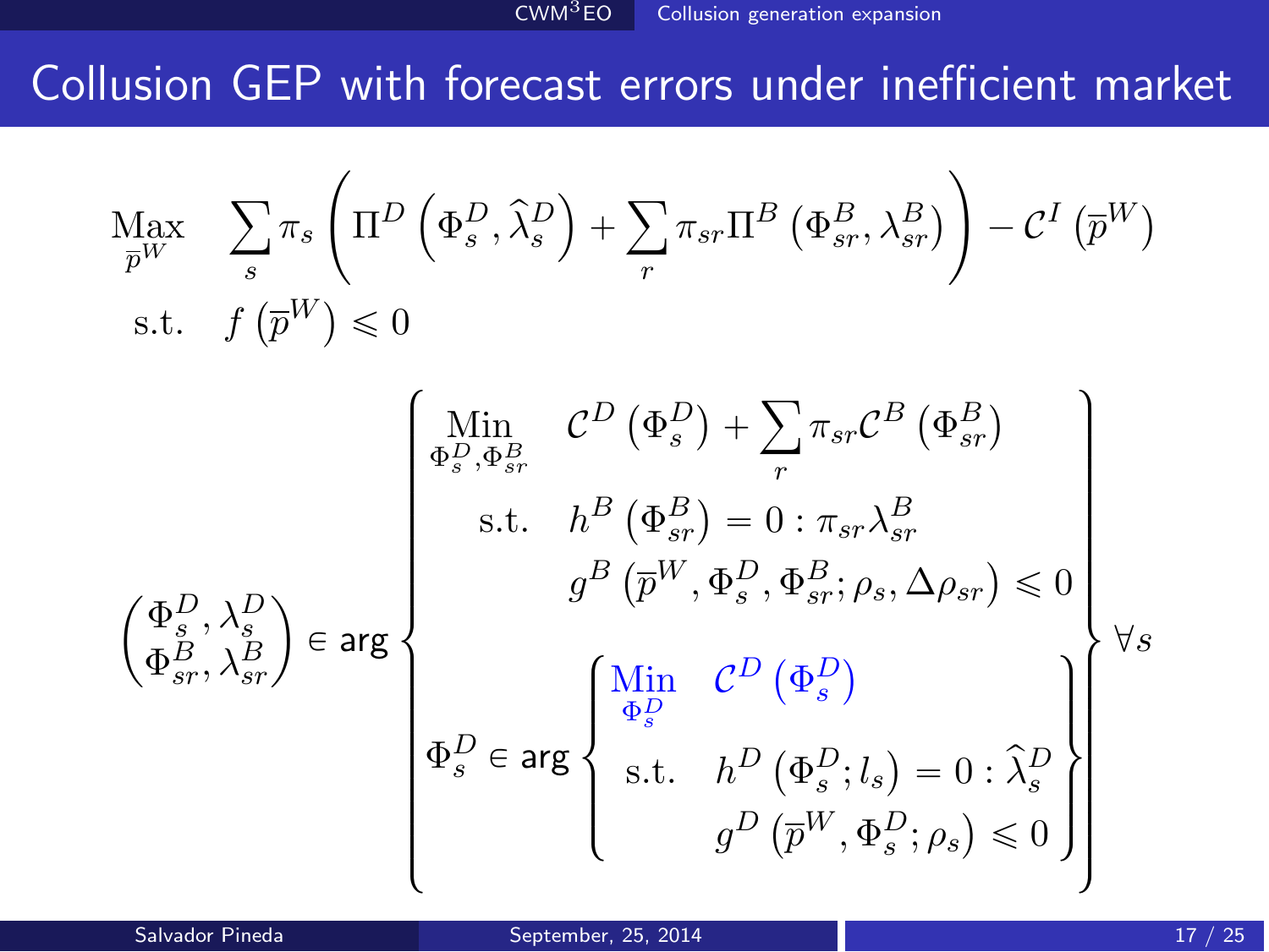# Collusion GEP with forecast errors under inefficient market

$$
\begin{aligned}
\underset{\overline{p}^W}{\text{Max}} \quad & \sum_s \pi_s \left( \Pi^D \left( \Phi_s^D, \widehat{\lambda}_s^D \right) + \sum_r \pi_{sr} \Pi^B \left( \Phi_{sr}^B, \lambda_{sr}^B \right) \right) - \mathcal{C}^I \left( \overline{p}^W \right) \\
\text{s.t.} \quad & f \left( \overline{p}^W \right) \leqslant 0
\end{aligned}
$$

$$
\begin{pmatrix} \Phi_s^D, \lambda_s^D \\ \Phi_{sr}^B, \lambda_{sr}^B \end{pmatrix} \in \text{arg} \left\{
\begin{aligned}
\underset{\Phi_s^D, \Phi_{sr}^B}{\text{Min}} \quad & \mathcal{C}^D \left( \Phi_s^D \right) + \sum_r \pi_{sr} \mathcal{C}^B \left( \Phi_{sr}^B \right) \\
\text{s.t.} \quad & h^B \left( \Phi_{sr}^B \right) = 0 : \pi_{sr} \lambda_{sr}^B \\
& g^B \left( \overline{p}^W, \Phi_s^D, \Phi_{sr}^B ; \rho_s, \Delta\rho_{sr} \right) \leqslant 0 \\
& \Phi_s^D \in \text{arg} \left\{
\begin{aligned}
\underset{\Phi_s^D}{\text{Min}} \quad & \mathcal{C}^D \left( \Phi_s^D \right) \\
\text{s.t.} \quad & h^D \left( \Phi_s^D ; l_s \right) = 0 : \widehat{\lambda}_s^D \\
& g^D \left( \overline{p}^W, \Phi_s^D ; \rho_s \right) \leqslant 0
\end{aligned}
\right\}
\end{aligned}
\right\} \forall s
$$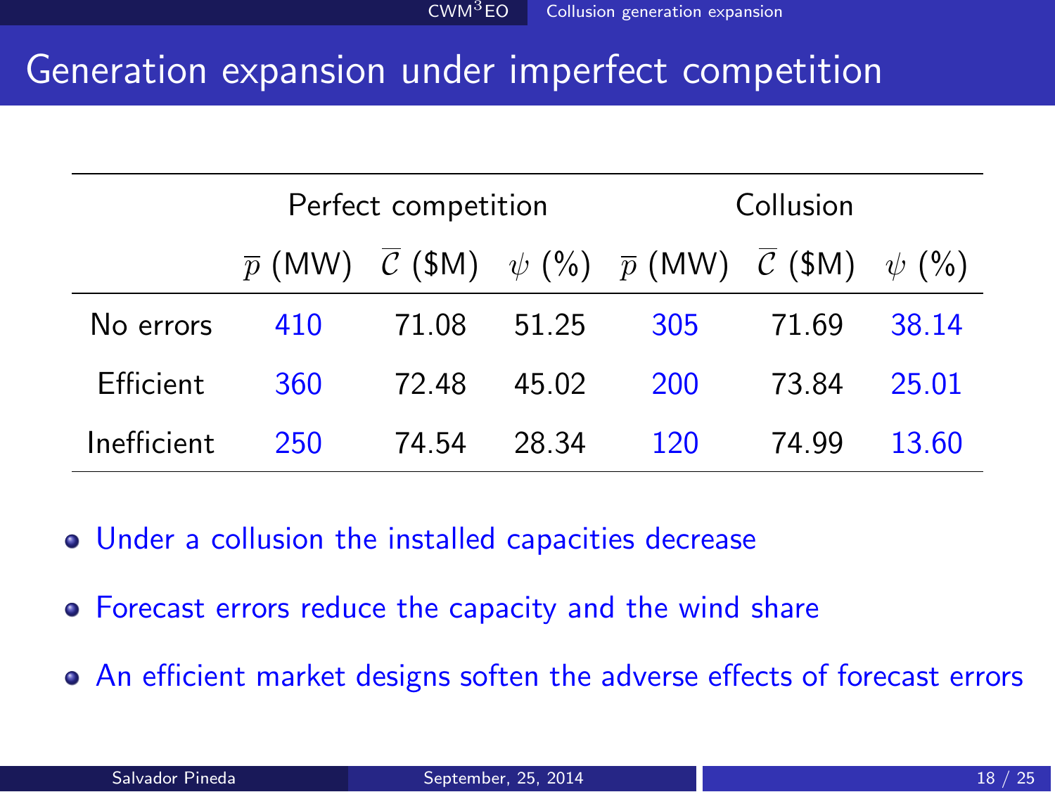# Generation expansion under imperfect competition

| | Perfect competition | | | Collusion | | |
|---|---|---|---|---|---|---|
| | $\overline{p}$ (MW) | $\overline{\mathcal{C}}$ (\$M) | $\psi$ (%) | $\overline{p}$ (MW) | $\overline{\mathcal{C}}$ (\$M) | $\psi$ (%) |
| No errors | 410 | 71.08 | 51.25 | 305 | 71.69 | 38.14 |
| Efficient | 360 | 72.48 | 45.02 | 200 | 73.84 | 25.01 |
| Inefficient | 250 | 74.54 | 28.34 | 120 | 74.99 | 13.60 |

- Under a collusion the installed capacities decrease
- Forecast errors reduce the capacity and the wind share
- An efficient market designs soften the adverse effects of forecast errors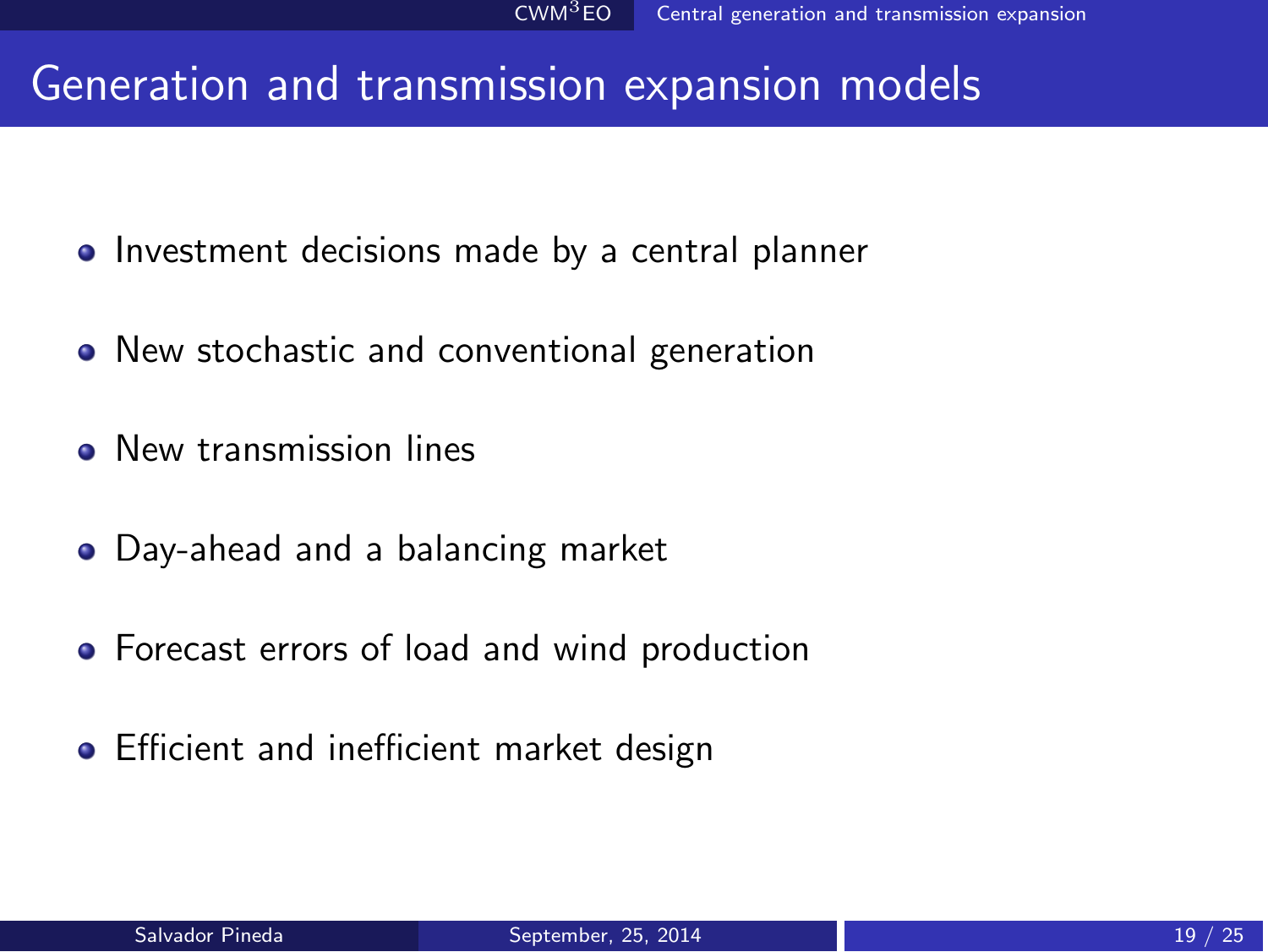# Generation and transmission expansion models

- Investment decisions made by a central planner
- New stochastic and conventional generation
- New transmission lines
- Day-ahead and a balancing market
- Forecast errors of load and wind production
- Efficient and inefficient market design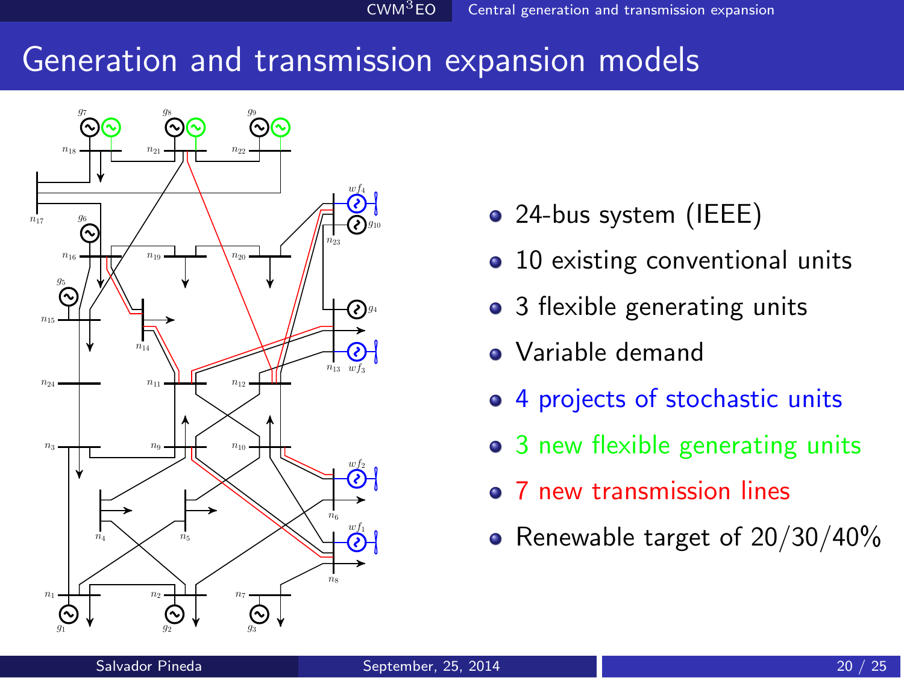# Generation and transmission expansion models

- 24-bus system (IEEE)
- 10 existing conventional units
- 3 flexible generating units
- Variable demand
- 4 projects of stochastic units
- 3 new flexible generating units
- 7 new transmission lines
- Renewable target of 20/30/40%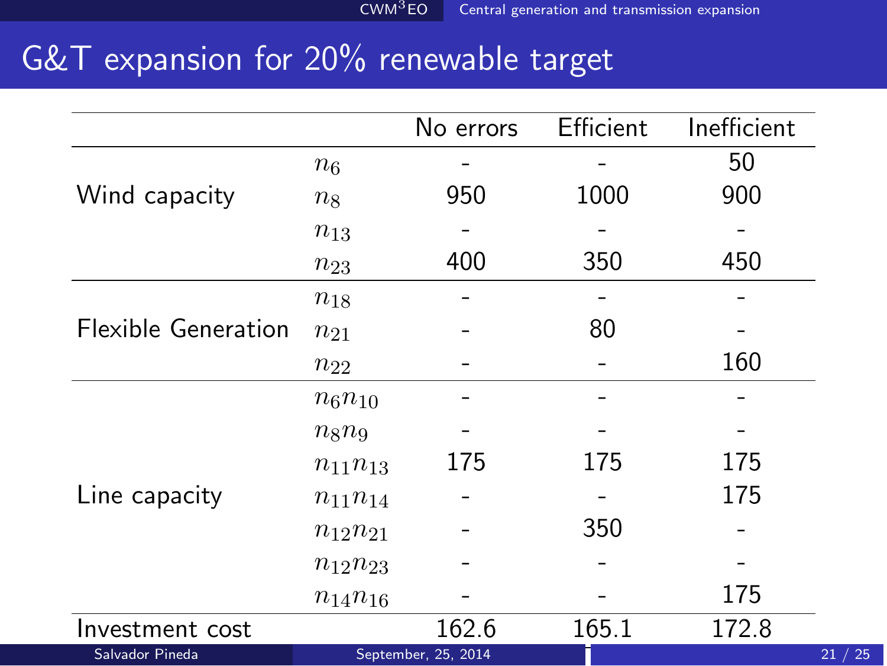# G&T expansion for 20% renewable target

| | | No errors | Efficient | Inefficient |
|---|---|---|---|---|
| Wind capacity | $n_6$ | - | - | 50 |
| | $n_8$ | 950 | 1000 | 900 |
| | $n_{13}$ | - | - | - |
| | $n_{23}$ | 400 | 350 | 450 |
| Flexible Generation | $n_{18}$ | - | - | - |
| | $n_{21}$ | - | 80 | - |
| | $n_{22}$ | - | - | 160 |
| Line capacity | $n_6 n_{10}$ | - | - | - |
| | $n_8 n_9$ | - | - | - |
| | $n_{11} n_{13}$ | 175 | 175 | 175 |
| | $n_{11} n_{14}$ | - | - | 175 |
| | $n_{12} n_{21}$ | - | 350 | - |
| | $n_{12} n_{23}$ | - | - | - |
| | $n_{14} n_{16}$ | - | - | 175 |
| Investment cost | | 162.6 | 165.1 | 172.8 |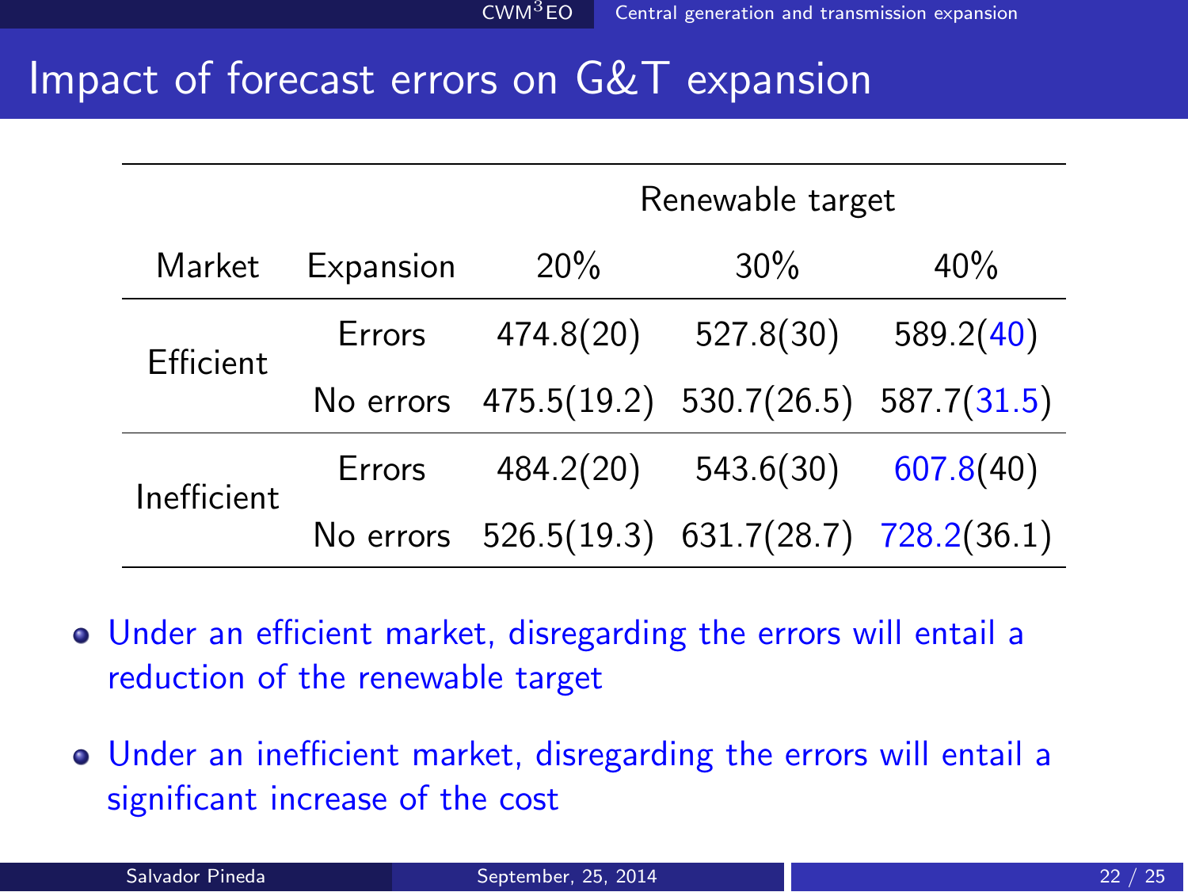# Impact of forecast errors on G&T expansion

| Market | Expansion | Renewable target 20% | Renewable target 30% | Renewable target 40% |
|---|---|---|---|---|
| Efficient | Errors | 474.8(20) | 527.8(30) | 589.2(40) |
| | No errors | 475.5(19.2) | 530.7(26.5) | 587.7(31.5) |
| Inefficient | Errors | 484.2(20) | 543.6(30) | 607.8(40) |
| | No errors | 526.5(19.3) | 631.7(28.7) | 728.2(36.1) |

- Under an efficient market, disregarding the errors will entail a reduction of the renewable target
- Under an inefficient market, disregarding the errors will entail a significant increase of the cost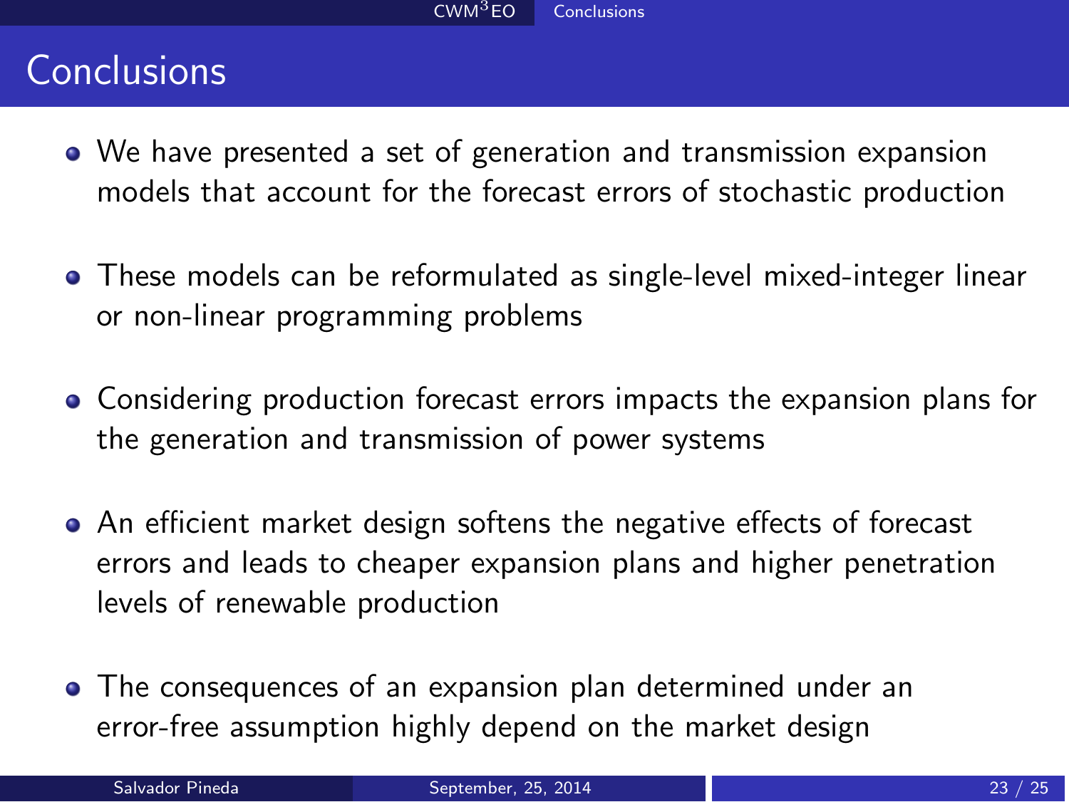# Conclusions

- We have presented a set of generation and transmission expansion models that account for the forecast errors of stochastic production
- These models can be reformulated as single-level mixed-integer linear or non-linear programming problems
- Considering production forecast errors impacts the expansion plans for the generation and transmission of power systems
- An efficient market design softens the negative effects of forecast errors and leads to cheaper expansion plans and higher penetration levels of renewable production
- The consequences of an expansion plan determined under an error-free assumption highly depend on the market design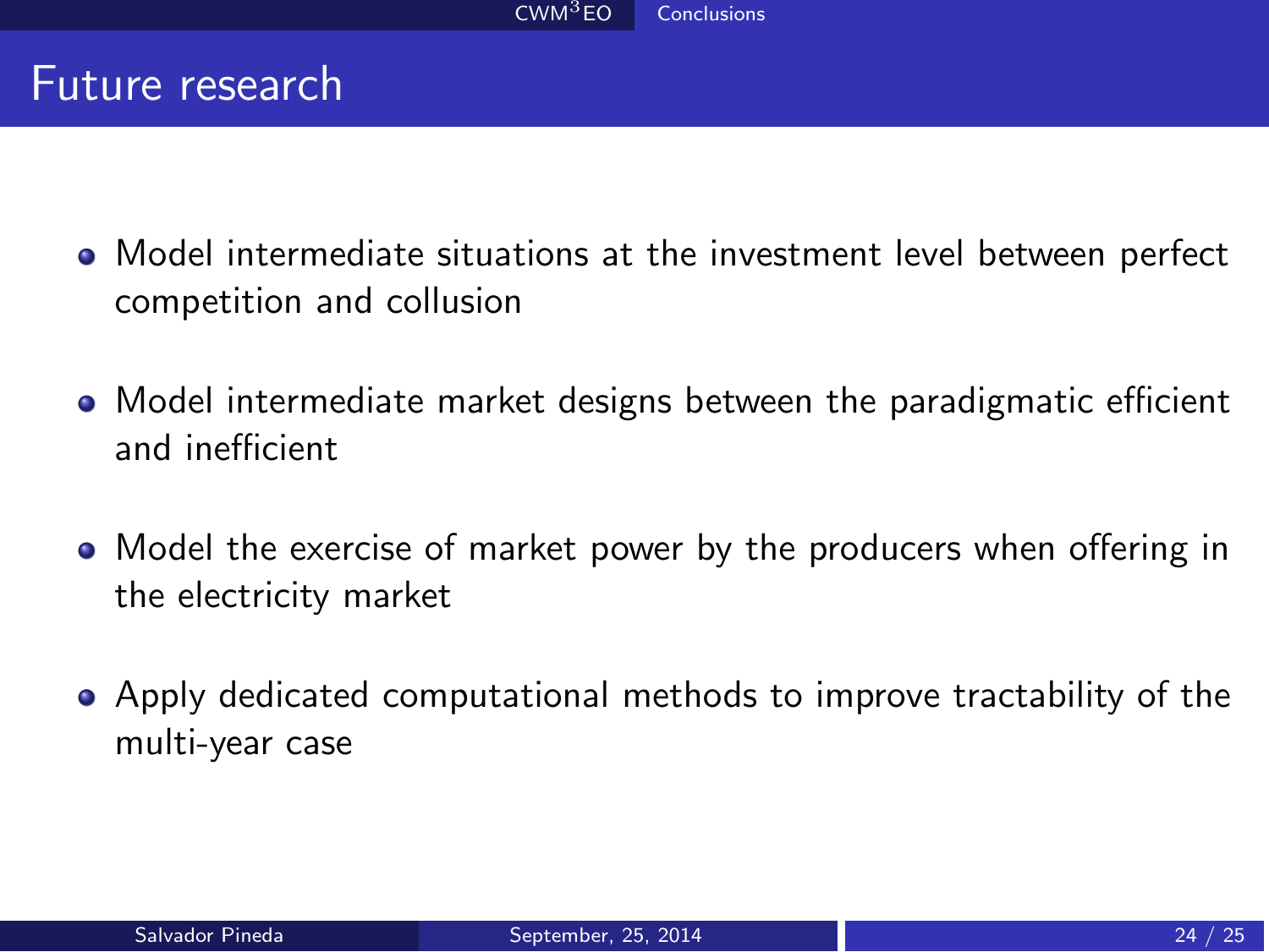# Future research

- Model intermediate situations at the investment level between perfect competition and collusion
- Model intermediate market designs between the paradigmatic efficient and inefficient
- Model the exercise of market power by the producers when offering in the electricity market
- Apply dedicated computational methods to improve tractability of the multi-year case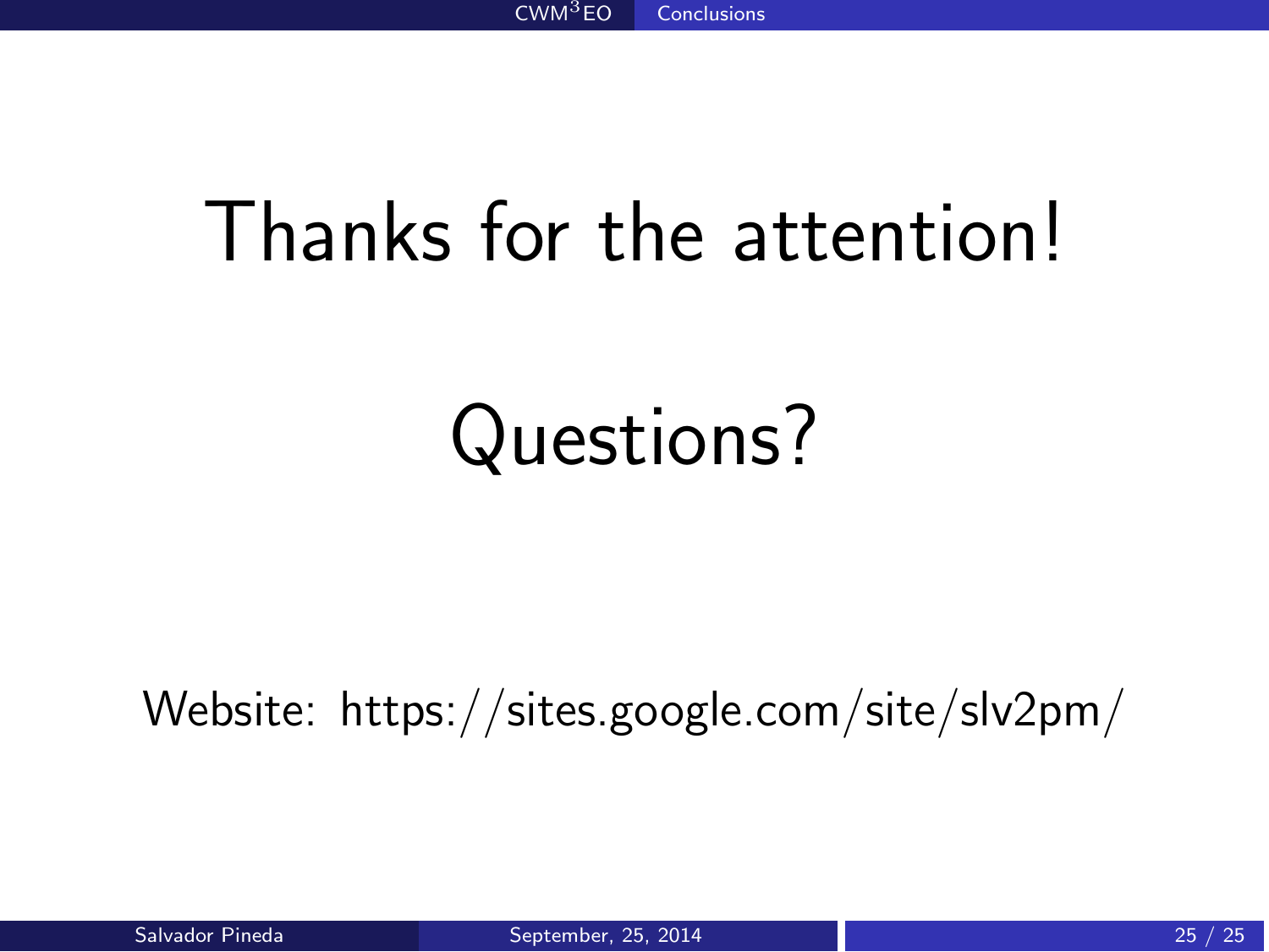# Thanks for the attention!

# Questions?

Website: https://sites.google.com/site/slv2pm/